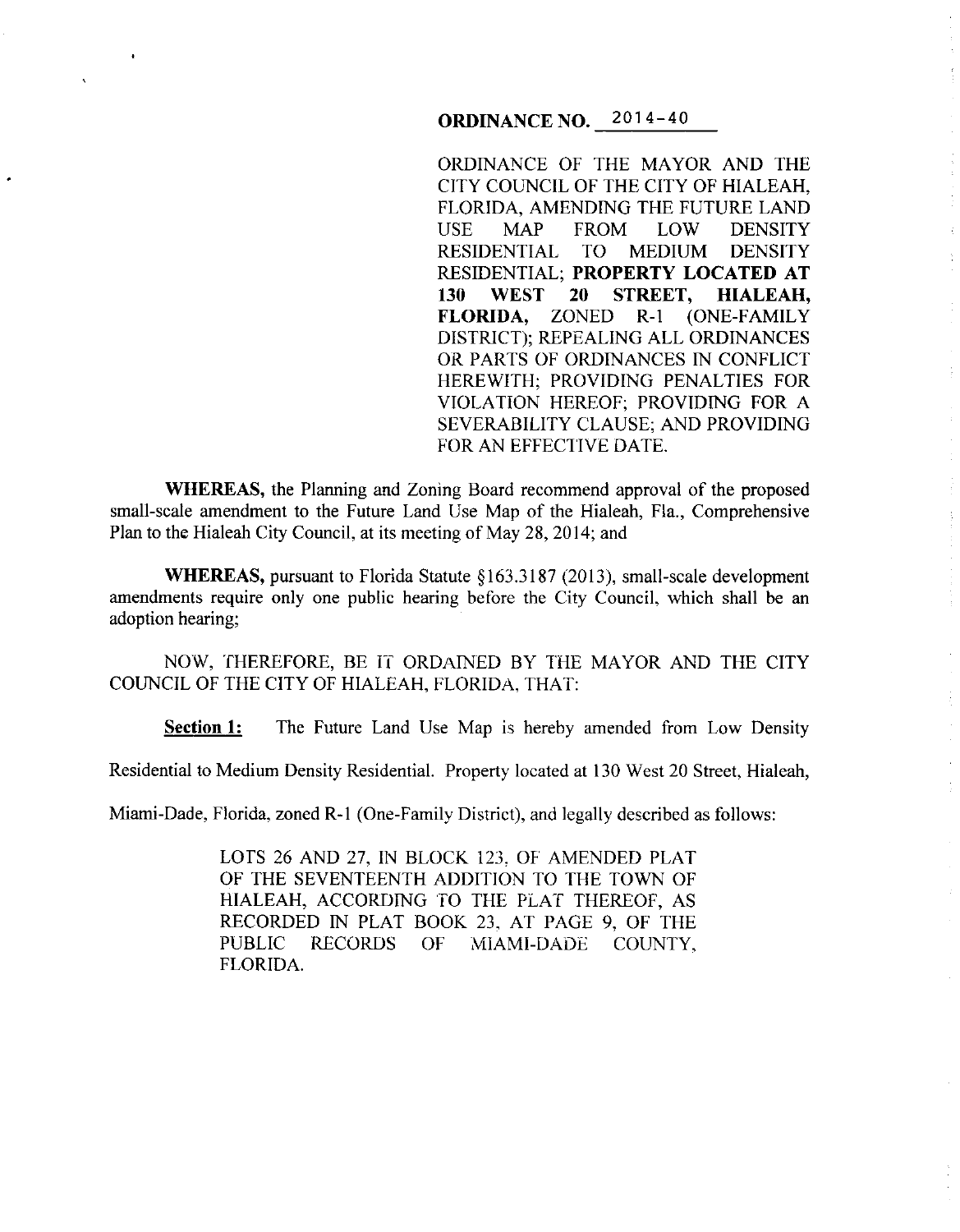# ORDINANCE NO. 2014-40

ORDINANCE OF THE MAYOR AND THE CITY COUNCIL OF THE CITY OF HIALEAH, FLORIDA, AMENDING THE FUTURE LAND USE MAP FROM LOW DENSITY RESIDENTIAL TO MEDIUM DENSITY RESIDENTIAL; **PROPERTY LOCATED AT 130 WEST 20 STREET, HIALEAH, FLORIDA,** ZONED R-1 (ONE-FAMILY DISTRICT); REPEALING ALL ORDINANCES OR PARTS OF ORDINANCES IN CONFLICT HEREWITH; PROVIDING PENALTIES FOR VIOLATION HEREOF; PROVIDING FOR A SEVERABILITY CLAUSE; AND PROVIDING FOR AN EFFECTIVE DATE.

**WHEREAS,** the Planning and Zoning Board recommend approval of the proposed small-scale amendment to the Future Land Use Map of the Hialeah, Fla., Comprehensive Plan to the Hialeah City Council, at its meeting of May 28, 2014; and

**WHEREAS,** pursuant to Florida Statute §163.3187 (2013), small-scale development amendments require only one public hearing before the City Council, which shall be an adoption hearing;

NOW, THEREFORE, BE IT ORDAINED BY THE MAYOR AND THE CITY COUNCIL OF THE CITY OF HIALEAH, FLORIDA, THAT:

**Section 1:** The Future Land Use Map is hereby amended from Low Density Residential to Medium Density Residential. Property located at 130 West 20 Street, Hialeah, Miami-Dade, Florida, zoned R-1 (One-Family District), and legally described as follows:

> LOTS 26 AND 27, IN BLOCK 123, OF AMENDED PLAT OF THE SEVENTEENTH ADDITION TO THE TOWN OF HIALEAH, ACCORDING TO THE PLAT THEREOF, AS RECORDED IN PLAT BOOK 23, AT PAGE 9, OF THE PUBLIC RECORDS OF MIAMI-DADE COUNTY, FLORIDA.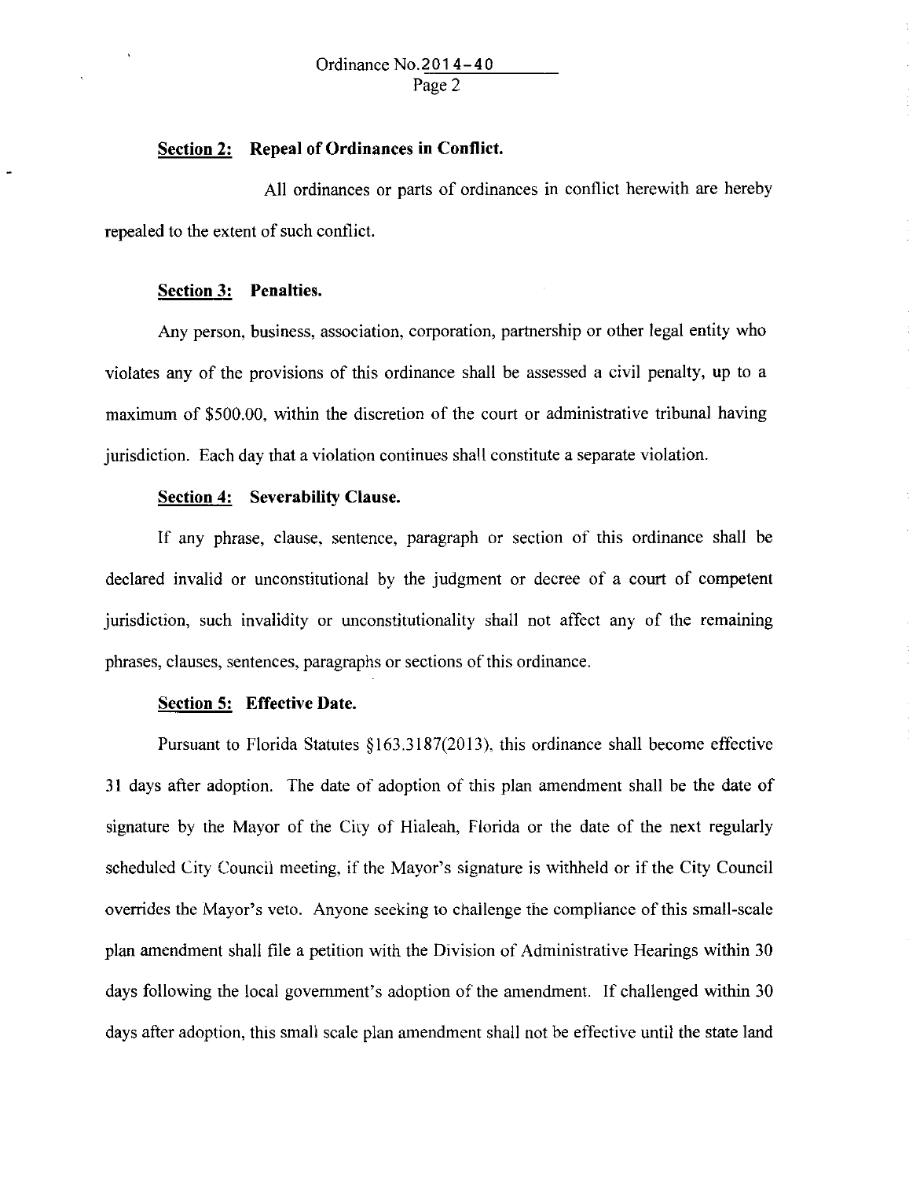**Section 2: Repeal of Ordinances in Conflict.**

All ordinances or parts of ordinances in conflict herewith are hereby repealed to the extent of such conflict.

**Section 3: Penalties.**

Any person, business, association, corporation, partnership or other legal entity who violates any of the provisions of this ordinance shall be assessed a civil penalty, up to a maximum of $500.00, within the discretion of the court or administrative tribunal having jurisdiction. Each day that a violation continues shall constitute a separate violation.

**Section 4: Severability Clause.**

If any phrase, clause, sentence, paragraph or section of this ordinance shall be declared invalid or unconstitutional by the judgment or decree of a court of competent jurisdiction, such invalidity or unconstitutionality shall not affect any of the remaining phrases, clauses, sentences, paragraphs or sections of this ordinance.

**Section 5: Effective Date.**

Pursuant to Florida Statutes §163.3187(2013), this ordinance shall become effective 31 days after adoption. The date of adoption of this plan amendment shall be the date of signature by the Mayor of the City of Hialeah, Florida or the date of the next regularly scheduled City Council meeting, if the Mayor's signature is withheld or if the City Council overrides the Mayor's veto. Anyone seeking to challenge the compliance of this small-scale plan amendment shall file a petition with the Division of Administrative Hearings within 30 days following the local government's adoption of the amendment. If challenged within 30 days after adoption, this small scale plan amendment shall not be effective until the state land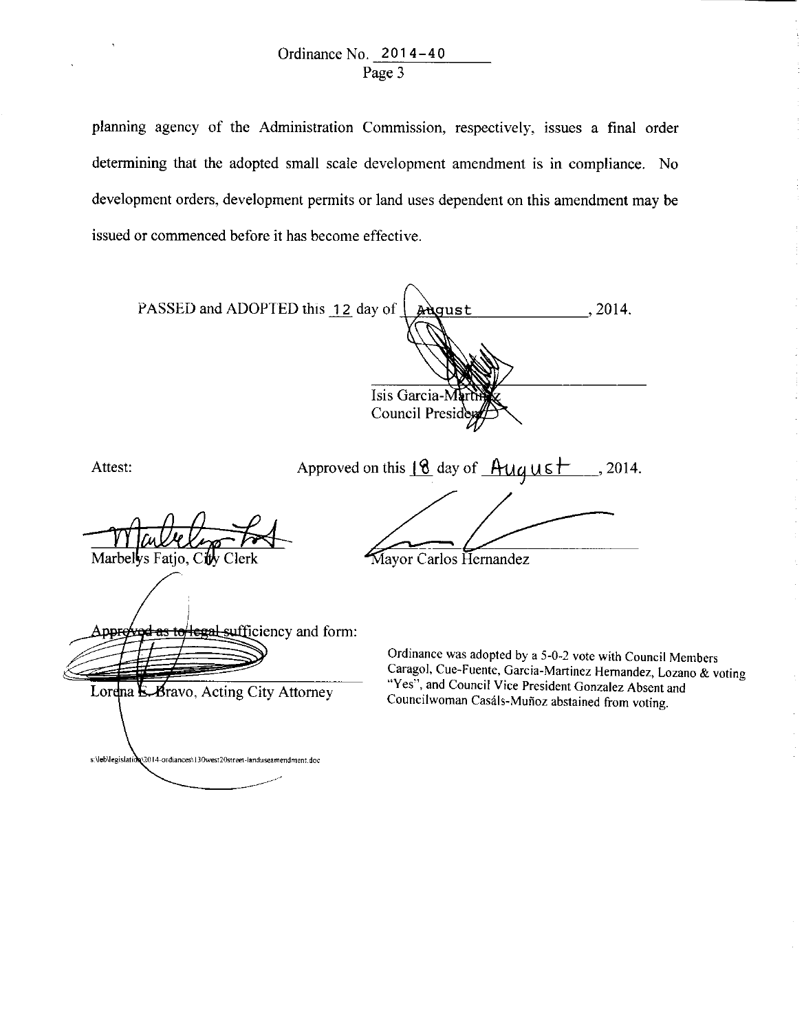planning agency of the Administration Commission, respectively, issues a final order determining that the adopted small scale development amendment is in compliance. No development orders, development permits or land uses dependent on this amendment may be issued or commenced before it has become effective.

PASSED and ADOPTED this 12 day of August, 2014.

Isis Garcia-Martinez
Council President

Attest:

Marbelys Fatjo, City Clerk

Approved on this 18 day of August, 2014.

Mayor Carlos Hernandez

Approved as to legal sufficiency and form:

Lorena E. Bravo, Acting City Attorney

Ordinance was adopted by a 5-0-2 vote with Council Members Caragol, Cue-Fuente, Garcia-Martinez Hernandez, Lozano & voting "Yes", and Council Vice President Gonzalez Absent and Councilwoman Casáls-Muñoz abstained from voting.

s:\leb\legislation\2014-ordinances\130west20street-landuseamendment.doc